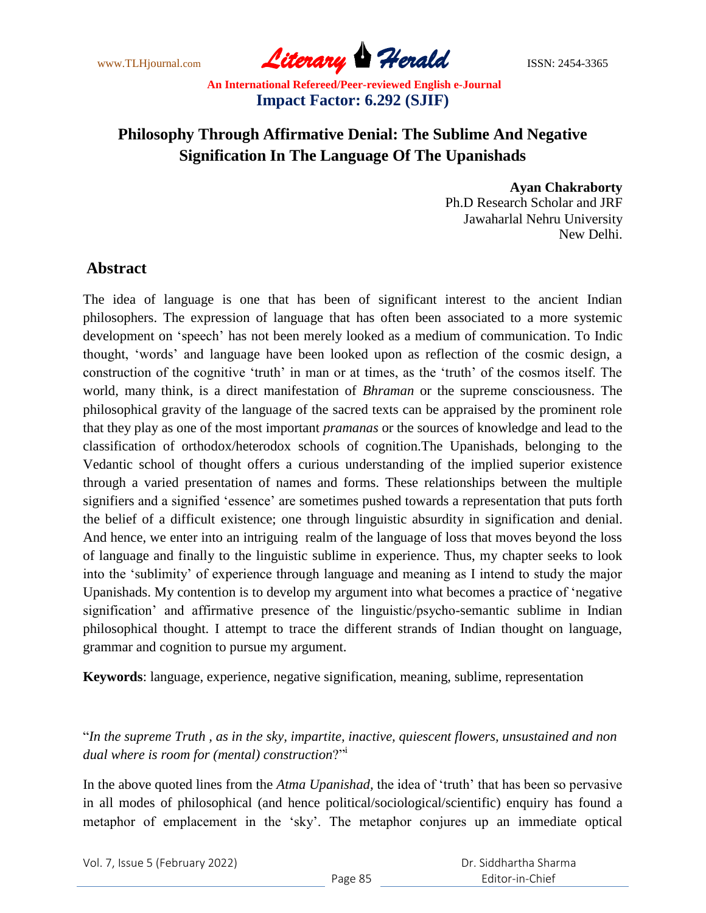# Philosophy Through Affirmative Denial: The Sublime And Negative Signification In The Language Of The Upanishads

**Ayan Chakraborty**
Ph.D Research Scholar and JRF
Jawaharlal Nehru University
New Delhi.

## Abstract

The idea of language is one that has been of significant interest to the ancient Indian philosophers. The expression of language that has often been associated to a more systemic development on 'speech' has not been merely looked as a medium of communication. To Indic thought, 'words' and language have been looked upon as reflection of the cosmic design, a construction of the cognitive 'truth' in man or at times, as the 'truth' of the cosmos itself. The world, many think, is a direct manifestation of *Bhraman* or the supreme consciousness. The philosophical gravity of the language of the sacred texts can be appraised by the prominent role that they play as one of the most important *pramanas* or the sources of knowledge and lead to the classification of orthodox/heterodox schools of cognition.The Upanishads, belonging to the Vedantic school of thought offers a curious understanding of the implied superior existence through a varied presentation of names and forms. These relationships between the multiple signifiers and a signified 'essence' are sometimes pushed towards a representation that puts forth the belief of a difficult existence; one through linguistic absurdity in signification and denial. And hence, we enter into an intriguing realm of the language of loss that moves beyond the loss of language and finally to the linguistic sublime in experience. Thus, my chapter seeks to look into the 'sublimity' of experience through language and meaning as I intend to study the major Upanishads. My contention is to develop my argument into what becomes a practice of 'negative signification' and affirmative presence of the linguistic/psycho-semantic sublime in Indian philosophical thought. I attempt to trace the different strands of Indian thought on language, grammar and cognition to pursue my argument.

**Keywords**: language, experience, negative signification, meaning, sublime, representation

"*In the supreme Truth , as in the sky, impartite, inactive, quiescent flowers, unsustained and non dual where is room for (mental) construction*?"[i]

In the above quoted lines from the *Atma Upanishad,* the idea of 'truth' that has been so pervasive in all modes of philosophical (and hence political/sociological/scientific) enquiry has found a metaphor of emplacement in the 'sky'. The metaphor conjures up an immediate optical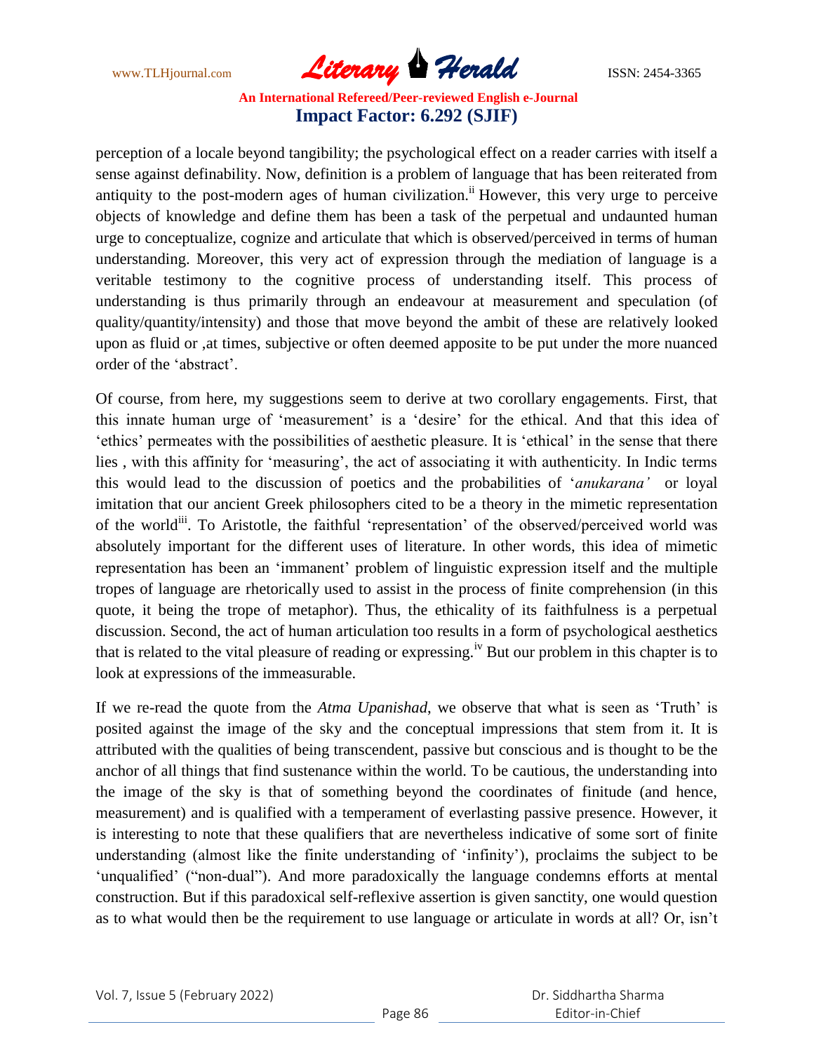perception of a locale beyond tangibility; the psychological effect on a reader carries with itself a sense against definability. Now, definition is a problem of language that has been reiterated from antiquity to the post-modern ages of human civilization.[ii] However, this very urge to perceive objects of knowledge and define them has been a task of the perpetual and undaunted human urge to conceptualize, cognize and articulate that which is observed/perceived in terms of human understanding. Moreover, this very act of expression through the mediation of language is a veritable testimony to the cognitive process of understanding itself. This process of understanding is thus primarily through an endeavour at measurement and speculation (of quality/quantity/intensity) and those that move beyond the ambit of these are relatively looked upon as fluid or ,at times, subjective or often deemed apposite to be put under the more nuanced order of the 'abstract'.

Of course, from here, my suggestions seem to derive at two corollary engagements. First, that this innate human urge of 'measurement' is a 'desire' for the ethical. And that this idea of 'ethics' permeates with the possibilities of aesthetic pleasure. It is 'ethical' in the sense that there lies , with this affinity for 'measuring', the act of associating it with authenticity. In Indic terms this would lead to the discussion of poetics and the probabilities of '*anukarana'* or loyal imitation that our ancient Greek philosophers cited to be a theory in the mimetic representation of the world[iii]. To Aristotle, the faithful 'representation' of the observed/perceived world was absolutely important for the different uses of literature. In other words, this idea of mimetic representation has been an 'immanent' problem of linguistic expression itself and the multiple tropes of language are rhetorically used to assist in the process of finite comprehension (in this quote, it being the trope of metaphor). Thus, the ethicality of its faithfulness is a perpetual discussion. Second, the act of human articulation too results in a form of psychological aesthetics that is related to the vital pleasure of reading or expressing.[iv] But our problem in this chapter is to look at expressions of the immeasurable.

If we re-read the quote from the *Atma Upanishad*, we observe that what is seen as 'Truth' is posited against the image of the sky and the conceptual impressions that stem from it. It is attributed with the qualities of being transcendent, passive but conscious and is thought to be the anchor of all things that find sustenance within the world. To be cautious, the understanding into the image of the sky is that of something beyond the coordinates of finitude (and hence, measurement) and is qualified with a temperament of everlasting passive presence. However, it is interesting to note that these qualifiers that are nevertheless indicative of some sort of finite understanding (almost like the finite understanding of 'infinity'), proclaims the subject to be 'unqualified' ("non-dual"). And more paradoxically the language condemns efforts at mental construction. But if this paradoxical self-reflexive assertion is given sanctity, one would question as to what would then be the requirement to use language or articulate in words at all? Or, isn't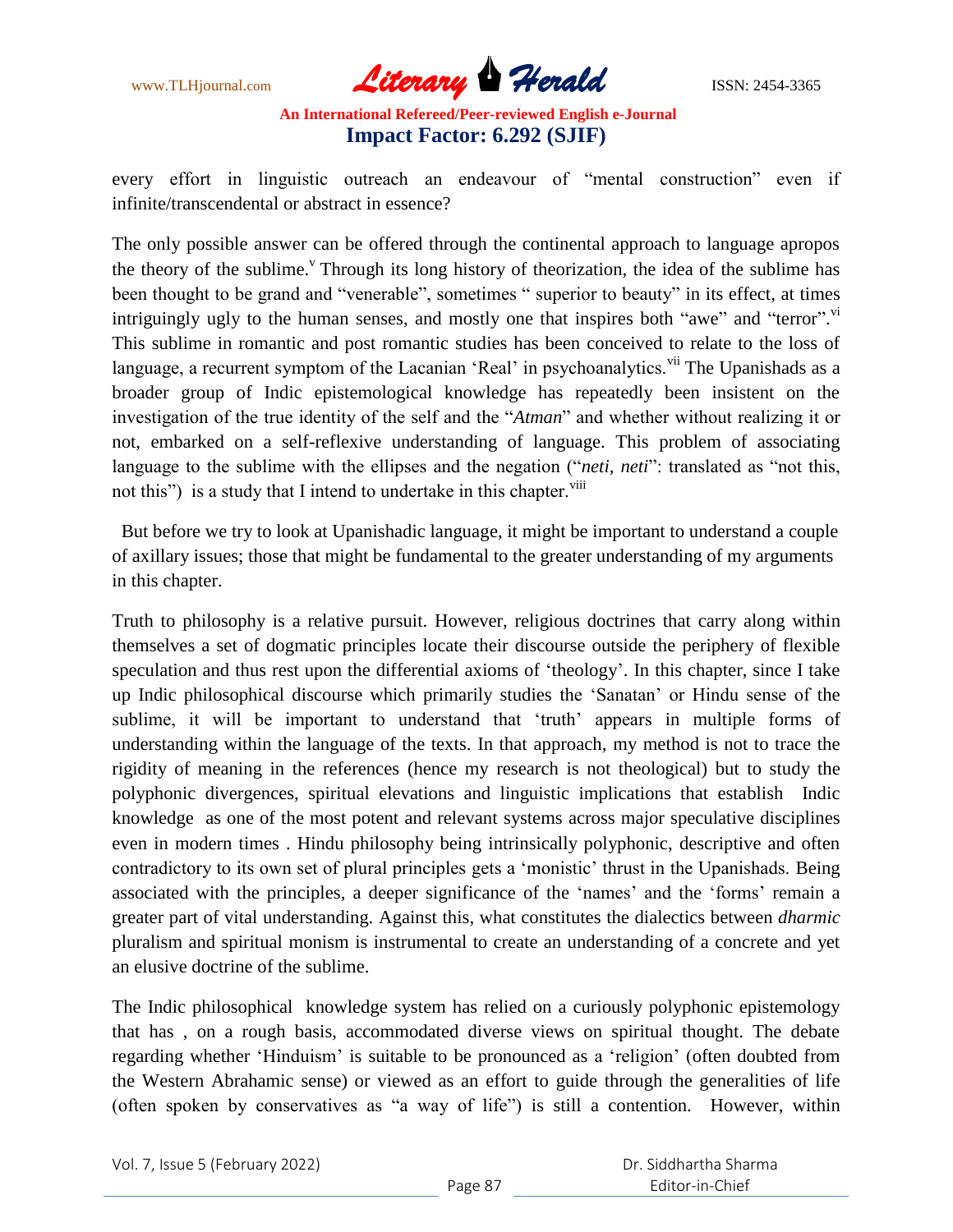every effort in linguistic outreach an endeavour of "mental construction" even if infinite/transcendental or abstract in essence?

The only possible answer can be offered through the continental approach to language apropos the theory of the sublime.[v] Through its long history of theorization, the idea of the sublime has been thought to be grand and "venerable", sometimes " superior to beauty" in its effect, at times intriguingly ugly to the human senses, and mostly one that inspires both "awe" and "terror".[vi] This sublime in romantic and post romantic studies has been conceived to relate to the loss of language, a recurrent symptom of the Lacanian 'Real' in psychoanalytics.[vii] The Upanishads as a broader group of Indic epistemological knowledge has repeatedly been insistent on the investigation of the true identity of the self and the "*Atman*" and whether without realizing it or not, embarked on a self-reflexive understanding of language. This problem of associating language to the sublime with the ellipses and the negation ("*neti, neti*": translated as "not this, not this") is a study that I intend to undertake in this chapter.[viii]

But before we try to look at Upanishadic language, it might be important to understand a couple of axillary issues; those that might be fundamental to the greater understanding of my arguments in this chapter.

Truth to philosophy is a relative pursuit. However, religious doctrines that carry along within themselves a set of dogmatic principles locate their discourse outside the periphery of flexible speculation and thus rest upon the differential axioms of 'theology'. In this chapter, since I take up Indic philosophical discourse which primarily studies the 'Sanatan' or Hindu sense of the sublime, it will be important to understand that 'truth' appears in multiple forms of understanding within the language of the texts. In that approach, my method is not to trace the rigidity of meaning in the references (hence my research is not theological) but to study the polyphonic divergences, spiritual elevations and linguistic implications that establish Indic knowledge as one of the most potent and relevant systems across major speculative disciplines even in modern times . Hindu philosophy being intrinsically polyphonic, descriptive and often contradictory to its own set of plural principles gets a 'monistic' thrust in the Upanishads. Being associated with the principles, a deeper significance of the 'names' and the 'forms' remain a greater part of vital understanding. Against this, what constitutes the dialectics between *dharmic* pluralism and spiritual monism is instrumental to create an understanding of a concrete and yet an elusive doctrine of the sublime.

The Indic philosophical knowledge system has relied on a curiously polyphonic epistemology that has , on a rough basis, accommodated diverse views on spiritual thought. The debate regarding whether 'Hinduism' is suitable to be pronounced as a 'religion' (often doubted from the Western Abrahamic sense) or viewed as an effort to guide through the generalities of life (often spoken by conservatives as "a way of life") is still a contention. However, within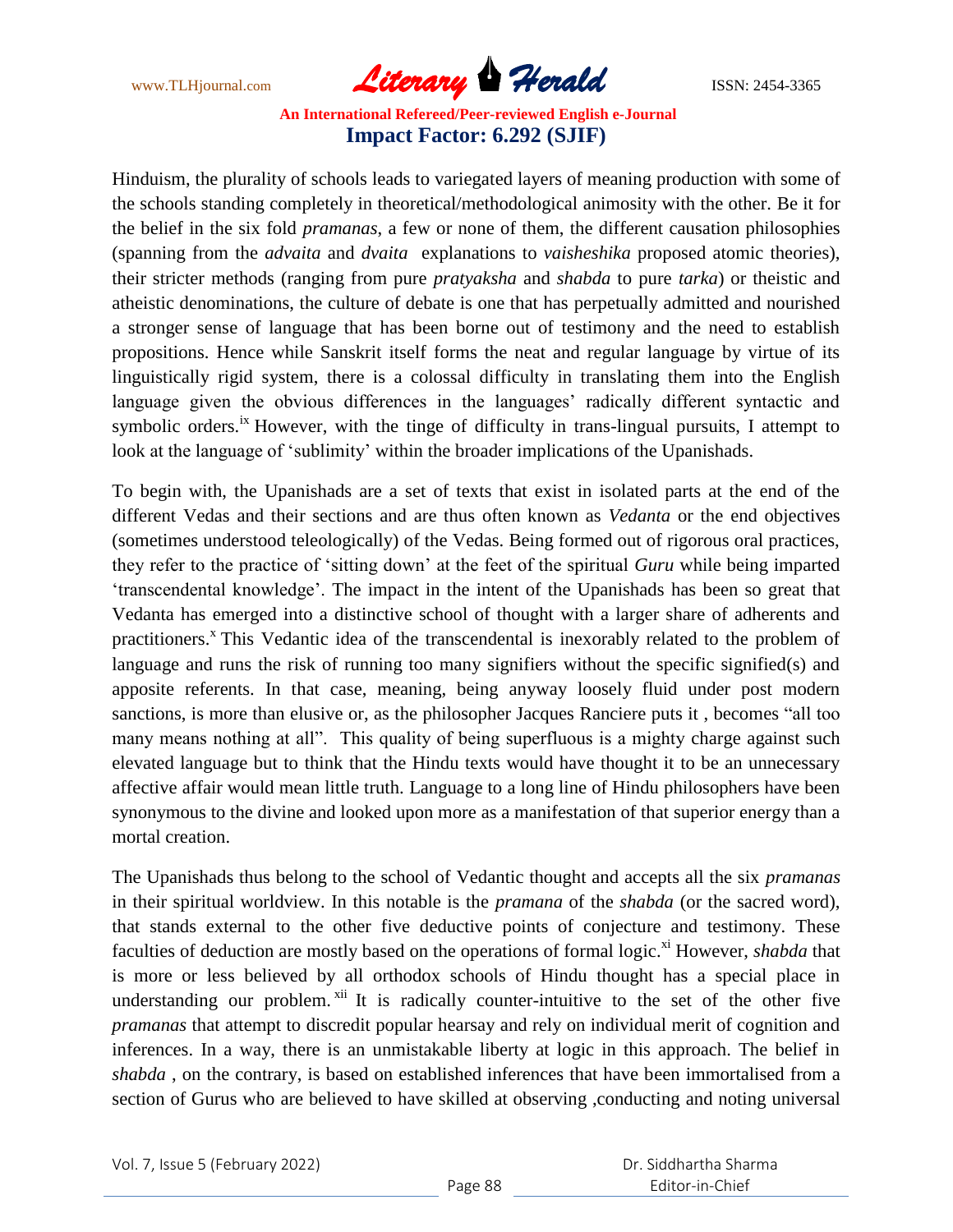Hinduism, the plurality of schools leads to variegated layers of meaning production with some of the schools standing completely in theoretical/methodological animosity with the other. Be it for the belief in the six fold *pramanas,* a few or none of them, the different causation philosophies (spanning from the *advaita* and *dvaita* explanations to *vaisheshika* proposed atomic theories), their stricter methods (ranging from pure *pratyaksha* and *shabda* to pure *tarka*) or theistic and atheistic denominations, the culture of debate is one that has perpetually admitted and nourished a stronger sense of language that has been borne out of testimony and the need to establish propositions. Hence while Sanskrit itself forms the neat and regular language by virtue of its linguistically rigid system, there is a colossal difficulty in translating them into the English language given the obvious differences in the languages' radically different syntactic and symbolic orders.[ix] However, with the tinge of difficulty in trans-lingual pursuits, I attempt to look at the language of 'sublimity' within the broader implications of the Upanishads.

To begin with, the Upanishads are a set of texts that exist in isolated parts at the end of the different Vedas and their sections and are thus often known as *Vedanta* or the end objectives (sometimes understood teleologically) of the Vedas. Being formed out of rigorous oral practices, they refer to the practice of 'sitting down' at the feet of the spiritual *Guru* while being imparted 'transcendental knowledge'. The impact in the intent of the Upanishads has been so great that Vedanta has emerged into a distinctive school of thought with a larger share of adherents and practitioners.[x] This Vedantic idea of the transcendental is inexorably related to the problem of language and runs the risk of running too many signifiers without the specific signified(s) and apposite referents. In that case, meaning, being anyway loosely fluid under post modern sanctions, is more than elusive or, as the philosopher Jacques Ranciere puts it , becomes "all too many means nothing at all". This quality of being superfluous is a mighty charge against such elevated language but to think that the Hindu texts would have thought it to be an unnecessary affective affair would mean little truth. Language to a long line of Hindu philosophers have been synonymous to the divine and looked upon more as a manifestation of that superior energy than a mortal creation.

The Upanishads thus belong to the school of Vedantic thought and accepts all the six *pramanas* in their spiritual worldview. In this notable is the *pramana* of the *shabda* (or the sacred word), that stands external to the other five deductive points of conjecture and testimony. These faculties of deduction are mostly based on the operations of formal logic.[xi] However, *shabda* that is more or less believed by all orthodox schools of Hindu thought has a special place in understanding our problem.[xii] It is radically counter-intuitive to the set of the other five *pramanas* that attempt to discredit popular hearsay and rely on individual merit of cognition and inferences. In a way, there is an unmistakable liberty at logic in this approach. The belief in *shabda* , on the contrary, is based on established inferences that have been immortalised from a section of Gurus who are believed to have skilled at observing ,conducting and noting universal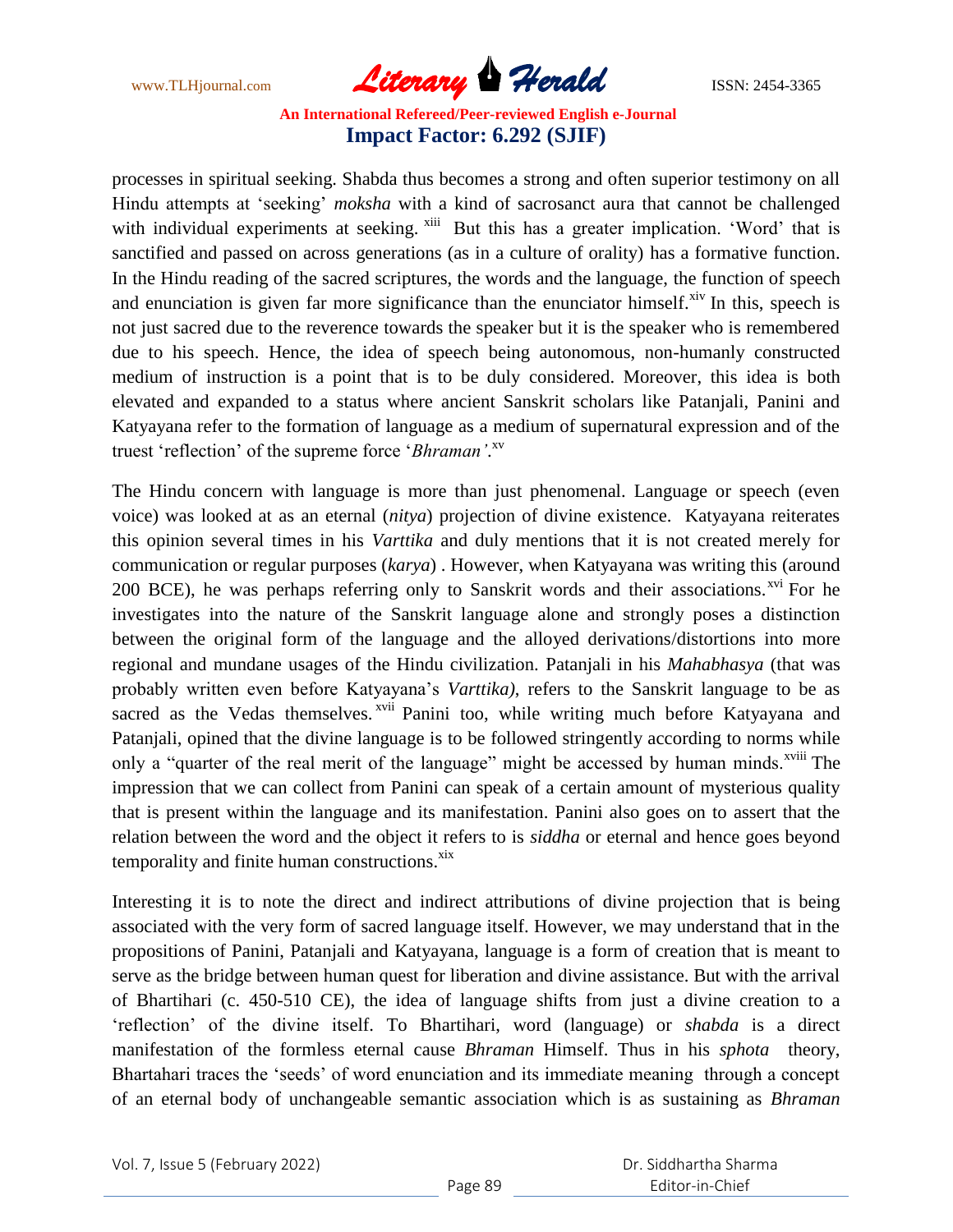processes in spiritual seeking. Shabda thus becomes a strong and often superior testimony on all Hindu attempts at 'seeking' *moksha* with a kind of sacrosanct aura that cannot be challenged with individual experiments at seeking. [xiii] But this has a greater implication. 'Word' that is sanctified and passed on across generations (as in a culture of orality) has a formative function. In the Hindu reading of the sacred scriptures, the words and the language, the function of speech and enunciation is given far more significance than the enunciator himself.[xiv] In this, speech is not just sacred due to the reverence towards the speaker but it is the speaker who is remembered due to his speech. Hence, the idea of speech being autonomous, non-humanly constructed medium of instruction is a point that is to be duly considered. Moreover, this idea is both elevated and expanded to a status where ancient Sanskrit scholars like Patanjali, Panini and Katyayana refer to the formation of language as a medium of supernatural expression and of the truest 'reflection' of the supreme force '*Bhraman'*.[xv]

The Hindu concern with language is more than just phenomenal. Language or speech (even voice) was looked at as an eternal (*nitya*) projection of divine existence. Katyayana reiterates this opinion several times in his *Varttika* and duly mentions that it is not created merely for communication or regular purposes (*karya*) . However, when Katyayana was writing this (around 200 BCE), he was perhaps referring only to Sanskrit words and their associations.[xvi] For he investigates into the nature of the Sanskrit language alone and strongly poses a distinction between the original form of the language and the alloyed derivations/distortions into more regional and mundane usages of the Hindu civilization. Patanjali in his *Mahabhasya* (that was probably written even before Katyayana's *Varttika),* refers to the Sanskrit language to be as sacred as the Vedas themselves. [xvii] Panini too, while writing much before Katyayana and Patanjali, opined that the divine language is to be followed stringently according to norms while only a "quarter of the real merit of the language" might be accessed by human minds.[xviii] The impression that we can collect from Panini can speak of a certain amount of mysterious quality that is present within the language and its manifestation. Panini also goes on to assert that the relation between the word and the object it refers to is *siddha* or eternal and hence goes beyond temporality and finite human constructions.[xix]

Interesting it is to note the direct and indirect attributions of divine projection that is being associated with the very form of sacred language itself. However, we may understand that in the propositions of Panini, Patanjali and Katyayana, language is a form of creation that is meant to serve as the bridge between human quest for liberation and divine assistance. But with the arrival of Bhartihari (c. 450-510 CE), the idea of language shifts from just a divine creation to a 'reflection' of the divine itself. To Bhartihari, word (language) or *shabda* is a direct manifestation of the formless eternal cause *Bhraman* Himself. Thus in his *sphota* theory, Bhartahari traces the 'seeds' of word enunciation and its immediate meaning through a concept of an eternal body of unchangeable semantic association which is as sustaining as *Bhraman*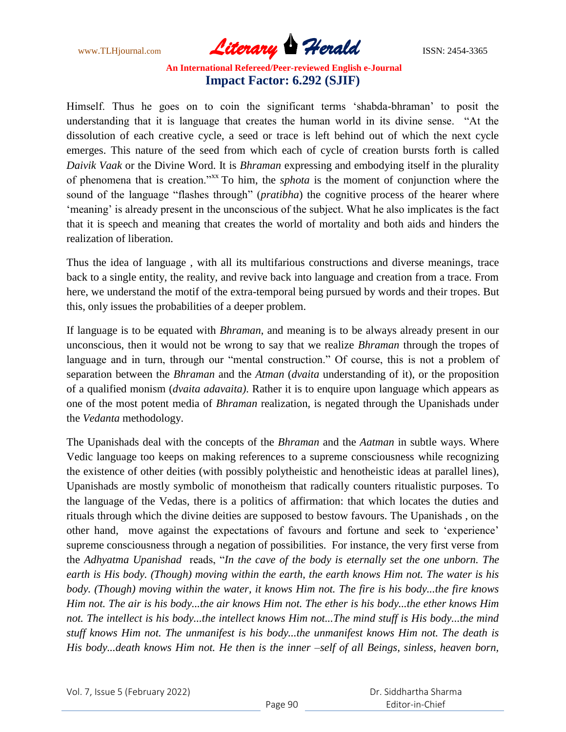Himself. Thus he goes on to coin the significant terms 'shabda-bhraman' to posit the understanding that it is language that creates the human world in its divine sense. "At the dissolution of each creative cycle, a seed or trace is left behind out of which the next cycle emerges. This nature of the seed from which each of cycle of creation bursts forth is called *Daivik Vaak* or the Divine Word. It is *Bhraman* expressing and embodying itself in the plurality of phenomena that is creation."[xx] To him, the *sphota* is the moment of conjunction where the sound of the language "flashes through" (*pratibha*) the cognitive process of the hearer where 'meaning' is already present in the unconscious of the subject. What he also implicates is the fact that it is speech and meaning that creates the world of mortality and both aids and hinders the realization of liberation.

Thus the idea of language , with all its multifarious constructions and diverse meanings, trace back to a single entity, the reality, and revive back into language and creation from a trace. From here, we understand the motif of the extra-temporal being pursued by words and their tropes. But this, only issues the probabilities of a deeper problem.

If language is to be equated with *Bhraman*, and meaning is to be always already present in our unconscious, then it would not be wrong to say that we realize *Bhraman* through the tropes of language and in turn, through our "mental construction." Of course, this is not a problem of separation between the *Bhraman* and the *Atman* (*dvaita* understanding of it), or the proposition of a qualified monism (*dvaita adavaita)*. Rather it is to enquire upon language which appears as one of the most potent media of *Bhraman* realization, is negated through the Upanishads under the *Vedanta* methodology.

The Upanishads deal with the concepts of the *Bhraman* and the *Aatman* in subtle ways. Where Vedic language too keeps on making references to a supreme consciousness while recognizing the existence of other deities (with possibly polytheistic and henotheistic ideas at parallel lines), Upanishads are mostly symbolic of monotheism that radically counters ritualistic purposes. To the language of the Vedas, there is a politics of affirmation: that which locates the duties and rituals through which the divine deities are supposed to bestow favours. The Upanishads , on the other hand, move against the expectations of favours and fortune and seek to 'experience' supreme consciousness through a negation of possibilities. For instance, the very first verse from the *Adhyatma Upanishad* reads, "*In the cave of the body is eternally set the one unborn. The earth is His body. (Though) moving within the earth, the earth knows Him not. The water is his body. (Though) moving within the water, it knows Him not. The fire is his body...the fire knows Him not. The air is his body...the air knows Him not. The ether is his body...the ether knows Him not. The intellect is his body...the intellect knows Him not...The mind stuff is His body...the mind stuff knows Him not. The unmanifest is his body...the unmanifest knows Him not. The death is His body...death knows Him not. He then is the inner –self of all Beings, sinless, heaven born,*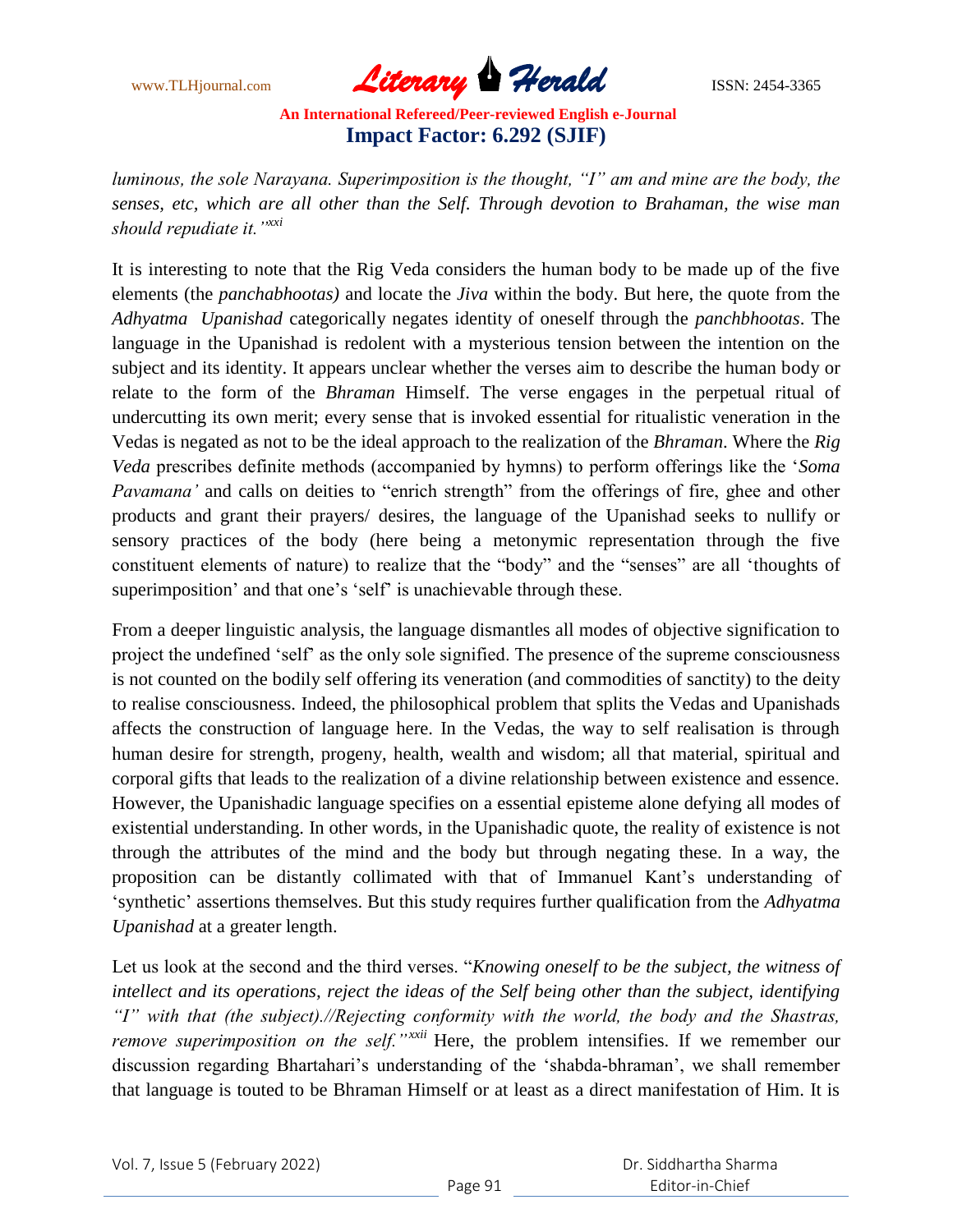*luminous, the sole Narayana. Superimposition is the thought, "I" am and mine are the body, the senses, etc, which are all other than the Self. Through devotion to Brahaman, the wise man should repudiate it."*[xxi]

It is interesting to note that the Rig Veda considers the human body to be made up of the five elements (the *panchabhootas)* and locate the *Jiva* within the body. But here, the quote from the *Adhyatma Upanishad* categorically negates identity of oneself through the *panchbhootas*. The language in the Upanishad is redolent with a mysterious tension between the intention on the subject and its identity. It appears unclear whether the verses aim to describe the human body or relate to the form of the *Bhraman* Himself. The verse engages in the perpetual ritual of undercutting its own merit; every sense that is invoked essential for ritualistic veneration in the Vedas is negated as not to be the ideal approach to the realization of the *Bhraman*. Where the *Rig Veda* prescribes definite methods (accompanied by hymns) to perform offerings like the '*Soma Pavamana'* and calls on deities to "enrich strength" from the offerings of fire, ghee and other products and grant their prayers/ desires, the language of the Upanishad seeks to nullify or sensory practices of the body (here being a metonymic representation through the five constituent elements of nature) to realize that the "body" and the "senses" are all 'thoughts of superimposition' and that one's 'self' is unachievable through these.

From a deeper linguistic analysis, the language dismantles all modes of objective signification to project the undefined 'self' as the only sole signified. The presence of the supreme consciousness is not counted on the bodily self offering its veneration (and commodities of sanctity) to the deity to realise consciousness. Indeed, the philosophical problem that splits the Vedas and Upanishads affects the construction of language here. In the Vedas, the way to self realisation is through human desire for strength, progeny, health, wealth and wisdom; all that material, spiritual and corporal gifts that leads to the realization of a divine relationship between existence and essence. However, the Upanishadic language specifies on a essential episteme alone defying all modes of existential understanding. In other words, in the Upanishadic quote, the reality of existence is not through the attributes of the mind and the body but through negating these. In a way, the proposition can be distantly collimated with that of Immanuel Kant's understanding of 'synthetic' assertions themselves. But this study requires further qualification from the *Adhyatma Upanishad* at a greater length.

Let us look at the second and the third verses. "*Knowing oneself to be the subject, the witness of intellect and its operations, reject the ideas of the Self being other than the subject, identifying "I" with that (the subject).//Rejecting conformity with the world, the body and the Shastras, remove superimposition on the self."*[xxii] Here, the problem intensifies. If we remember our discussion regarding Bhartahari's understanding of the 'shabda-bhraman', we shall remember that language is touted to be Bhraman Himself or at least as a direct manifestation of Him. It is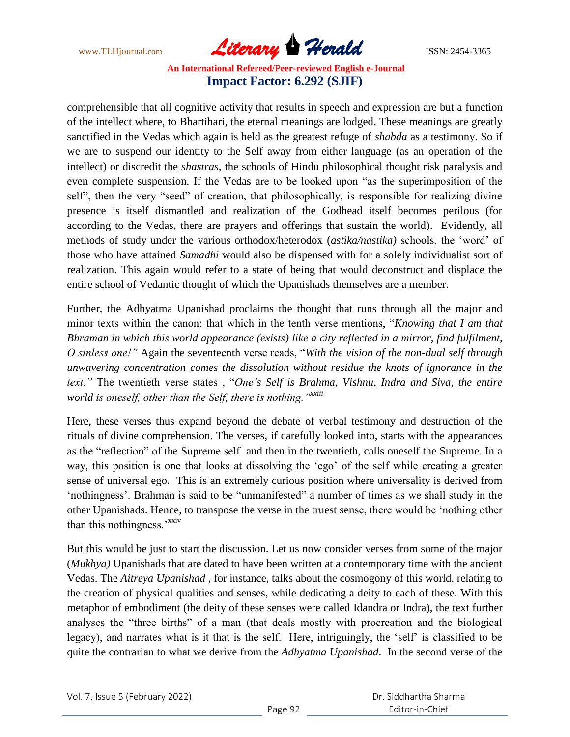comprehensible that all cognitive activity that results in speech and expression are but a function of the intellect where, to Bhartihari, the eternal meanings are lodged. These meanings are greatly sanctified in the Vedas which again is held as the greatest refuge of *shabda* as a testimony. So if we are to suspend our identity to the Self away from either language (as an operation of the intellect) or discredit the *shastras,* the schools of Hindu philosophical thought risk paralysis and even complete suspension. If the Vedas are to be looked upon "as the superimposition of the self", then the very "seed" of creation, that philosophically, is responsible for realizing divine presence is itself dismantled and realization of the Godhead itself becomes perilous (for according to the Vedas, there are prayers and offerings that sustain the world). Evidently, all methods of study under the various orthodox/heterodox (*astika/nastika)* schools, the 'word' of those who have attained *Samadhi* would also be dispensed with for a solely individualist sort of realization. This again would refer to a state of being that would deconstruct and displace the entire school of Vedantic thought of which the Upanishads themselves are a member.

Further, the Adhyatma Upanishad proclaims the thought that runs through all the major and minor texts within the canon; that which in the tenth verse mentions, "*Knowing that I am that Bhraman in which this world appearance (exists) like a city reflected in a mirror, find fulfilment, O sinless one!"* Again the seventeenth verse reads, "*With the vision of the non-dual self through unwavering concentration comes the dissolution without residue the knots of ignorance in the text."* The twentieth verse states , "*One's Self is Brahma, Vishnu, Indra and Siva, the entire world is oneself, other than the Self, there is nothing."*[xxiii]

Here, these verses thus expand beyond the debate of verbal testimony and destruction of the rituals of divine comprehension. The verses, if carefully looked into, starts with the appearances as the "reflection" of the Supreme self and then in the twentieth, calls oneself the Supreme. In a way, this position is one that looks at dissolving the 'ego' of the self while creating a greater sense of universal ego. This is an extremely curious position where universality is derived from 'nothingness'. Brahman is said to be "unmanifested" a number of times as we shall study in the other Upanishads. Hence, to transpose the verse in the truest sense, there would be 'nothing other than this nothingness.'[xxiv]

But this would be just to start the discussion. Let us now consider verses from some of the major (*Mukhya)* Upanishads that are dated to have been written at a contemporary time with the ancient Vedas. The *Aitreya Upanishad* , for instance, talks about the cosmogony of this world, relating to the creation of physical qualities and senses, while dedicating a deity to each of these. With this metaphor of embodiment (the deity of these senses were called Idandra or Indra), the text further analyses the "three births" of a man (that deals mostly with procreation and the biological legacy), and narrates what is it that is the self. Here, intriguingly, the 'self' is classified to be quite the contrarian to what we derive from the *Adhyatma Upanishad*. In the second verse of the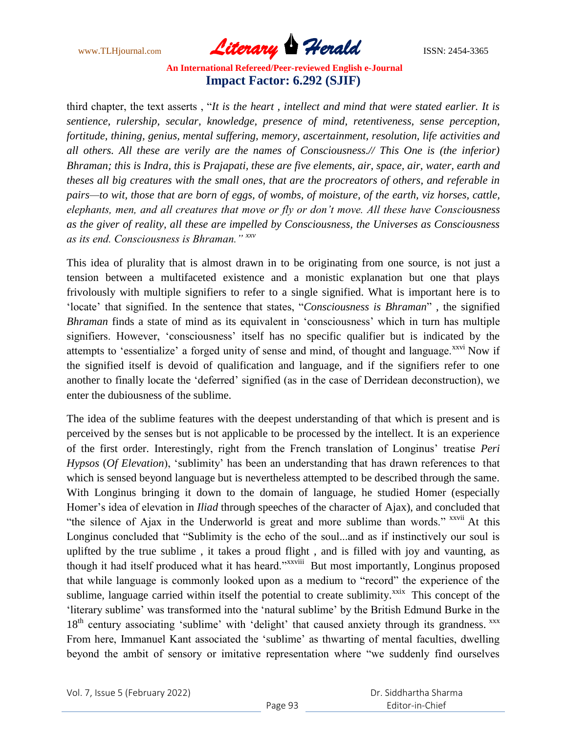third chapter, the text asserts , "*It is the heart , intellect and mind that were stated earlier. It is sentience, rulership, secular, knowledge, presence of mind, retentiveness, sense perception, fortitude, thining, genius, mental suffering, memory, ascertainment, resolution, life activities and all others. All these are verily are the names of Consciousness.// This One is (the inferior) Bhraman; this is Indra, this is Prajapati, these are five elements, air, space, air, water, earth and theses all big creatures with the small ones, that are the procreators of others, and referable in pairs—to wit, those that are born of eggs, of wombs, of moisture, of the earth, viz horses, cattle, elephants, men, and all creatures that move or fly or don't move. All these have Consciousness as the giver of reality, all these are impelled by Consciousness, the Universes as Consciousness as its end. Consciousness is Bhraman.*" [xxv]

This idea of plurality that is almost drawn in to be originating from one source, is not just a tension between a multifaceted existence and a monistic explanation but one that plays frivolously with multiple signifiers to refer to a single signified. What is important here is to 'locate' that signified. In the sentence that states, "*Consciousness is Bhraman*" , the signified *Bhraman* finds a state of mind as its equivalent in 'consciousness' which in turn has multiple signifiers. However, 'consciousness' itself has no specific qualifier but is indicated by the attempts to 'essentialize' a forged unity of sense and mind, of thought and language.[xxvi] Now if the signified itself is devoid of qualification and language, and if the signifiers refer to one another to finally locate the 'deferred' signified (as in the case of Derridean deconstruction), we enter the dubiousness of the sublime.

The idea of the sublime features with the deepest understanding of that which is present and is perceived by the senses but is not applicable to be processed by the intellect. It is an experience of the first order. Interestingly, right from the French translation of Longinus' treatise *Peri Hypsos* (*Of Elevation*), 'sublimity' has been an understanding that has drawn references to that which is sensed beyond language but is nevertheless attempted to be described through the same. With Longinus bringing it down to the domain of language, he studied Homer (especially Homer's idea of elevation in *Iliad* through speeches of the character of Ajax), and concluded that "the silence of Ajax in the Underworld is great and more sublime than words." [xxvii] At this Longinus concluded that "Sublimity is the echo of the soul...and as if instinctively our soul is uplifted by the true sublime , it takes a proud flight , and is filled with joy and vaunting, as though it had itself produced what it has heard."[xxviii] But most importantly, Longinus proposed that while language is commonly looked upon as a medium to "record" the experience of the sublime, language carried within itself the potential to create sublimity.[xxix] This concept of the 'literary sublime' was transformed into the 'natural sublime' by the British Edmund Burke in the 18th century associating 'sublime' with 'delight' that caused anxiety through its grandness. [xxx] From here, Immanuel Kant associated the 'sublime' as thwarting of mental faculties, dwelling beyond the ambit of sensory or imitative representation where "we suddenly find ourselves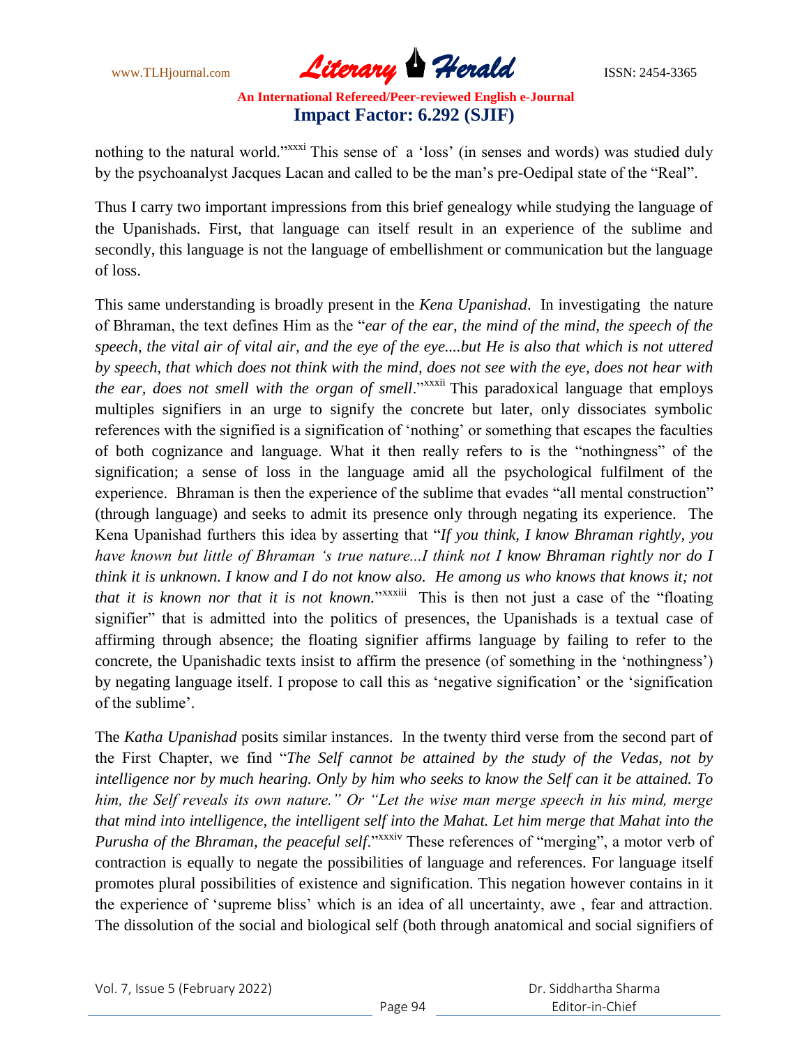nothing to the natural world."[xxxi] This sense of a 'loss' (in senses and words) was studied duly by the psychoanalyst Jacques Lacan and called to be the man's pre-Oedipal state of the "Real".

Thus I carry two important impressions from this brief genealogy while studying the language of the Upanishads. First, that language can itself result in an experience of the sublime and secondly, this language is not the language of embellishment or communication but the language of loss.

This same understanding is broadly present in the *Kena Upanishad*. In investigating the nature of Bhraman, the text defines Him as the "*ear of the ear, the mind of the mind, the speech of the speech, the vital air of vital air, and the eye of the eye....but He is also that which is not uttered by speech, that which does not think with the mind, does not see with the eye, does not hear with the ear, does not smell with the organ of smell*."[xxxii] This paradoxical language that employs multiples signifiers in an urge to signify the concrete but later, only dissociates symbolic references with the signified is a signification of 'nothing' or something that escapes the faculties of both cognizance and language. What it then really refers to is the "nothingness" of the signification; a sense of loss in the language amid all the psychological fulfilment of the experience. Bhraman is then the experience of the sublime that evades "all mental construction" (through language) and seeks to admit its presence only through negating its experience. The Kena Upanishad furthers this idea by asserting that "*If you think, I know Bhraman rightly, you have known but little of Bhraman 's true nature...I think not I know Bhraman rightly nor do I think it is unknown. I know and I do not know also. He among us who knows that knows it; not that it is known nor that it is not known.*"[xxxiii] This is then not just a case of the "floating signifier" that is admitted into the politics of presences, the Upanishads is a textual case of affirming through absence; the floating signifier affirms language by failing to refer to the concrete, the Upanishadic texts insist to affirm the presence (of something in the 'nothingness') by negating language itself. I propose to call this as 'negative signification' or the 'signification of the sublime'.

The *Katha Upanishad* posits similar instances. In the twenty third verse from the second part of the First Chapter, we find "*The Self cannot be attained by the study of the Vedas, not by intelligence nor by much hearing. Only by him who seeks to know the Self can it be attained. To him, the Self reveals its own nature." Or "Let the wise man merge speech in his mind, merge that mind into intelligence, the intelligent self into the Mahat. Let him merge that Mahat into the Purusha of the Bhraman, the peaceful self*."[xxxiv] These references of "merging", a motor verb of contraction is equally to negate the possibilities of language and references. For language itself promotes plural possibilities of existence and signification. This negation however contains in it the experience of 'supreme bliss' which is an idea of all uncertainty, awe , fear and attraction. The dissolution of the social and biological self (both through anatomical and social signifiers of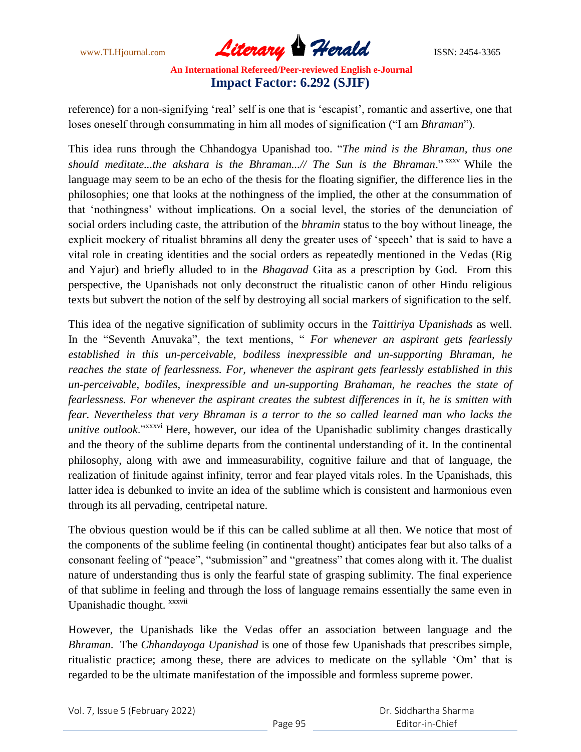reference) for a non-signifying 'real' self is one that is 'escapist', romantic and assertive, one that loses oneself through consummating in him all modes of signification ("I am *Bhraman*").

This idea runs through the Chhandogya Upanishad too. "*The mind is the Bhraman, thus one should meditate...the akshara is the Bhraman...// The Sun is the Bhraman*."[xxxv] While the language may seem to be an echo of the thesis for the floating signifier, the difference lies in the philosophies; one that looks at the nothingness of the implied, the other at the consummation of that 'nothingness' without implications. On a social level, the stories of the denunciation of social orders including caste, the attribution of the *bhramin* status to the boy without lineage, the explicit mockery of ritualist bhramins all deny the greater uses of 'speech' that is said to have a vital role in creating identities and the social orders as repeatedly mentioned in the Vedas (Rig and Yajur) and briefly alluded to in the *Bhagavad* Gita as a prescription by God. From this perspective, the Upanishads not only deconstruct the ritualistic canon of other Hindu religious texts but subvert the notion of the self by destroying all social markers of signification to the self.

This idea of the negative signification of sublimity occurs in the *Taittiriya Upanishads* as well. In the "Seventh Anuvaka", the text mentions, " *For whenever an aspirant gets fearlessly established in this un-perceivable, bodiless inexpressible and un-supporting Bhraman, he reaches the state of fearlessness. For, whenever the aspirant gets fearlessly established in this un-perceivable, bodiles, inexpressible and un-supporting Brahaman, he reaches the state of fearlessness. For whenever the aspirant creates the subtest differences in it, he is smitten with fear. Nevertheless that very Bhraman is a terror to the so called learned man who lacks the unitive outlook*."[xxxvi] Here, however, our idea of the Upanishadic sublimity changes drastically and the theory of the sublime departs from the continental understanding of it. In the continental philosophy, along with awe and immeasurability, cognitive failure and that of language, the realization of finitude against infinity, terror and fear played vitals roles. In the Upanishads, this latter idea is debunked to invite an idea of the sublime which is consistent and harmonious even through its all pervading, centripetal nature.

The obvious question would be if this can be called sublime at all then. We notice that most of the components of the sublime feeling (in continental thought) anticipates fear but also talks of a consonant feeling of "peace", "submission" and "greatness" that comes along with it. The dualist nature of understanding thus is only the fearful state of grasping sublimity. The final experience of that sublime in feeling and through the loss of language remains essentially the same even in Upanishadic thought. [xxxvii]

However, the Upanishads like the Vedas offer an association between language and the *Bhraman*. The *Chhandayoga Upanishad* is one of those few Upanishads that prescribes simple, ritualistic practice; among these, there are advices to medicate on the syllable 'Om' that is regarded to be the ultimate manifestation of the impossible and formless supreme power.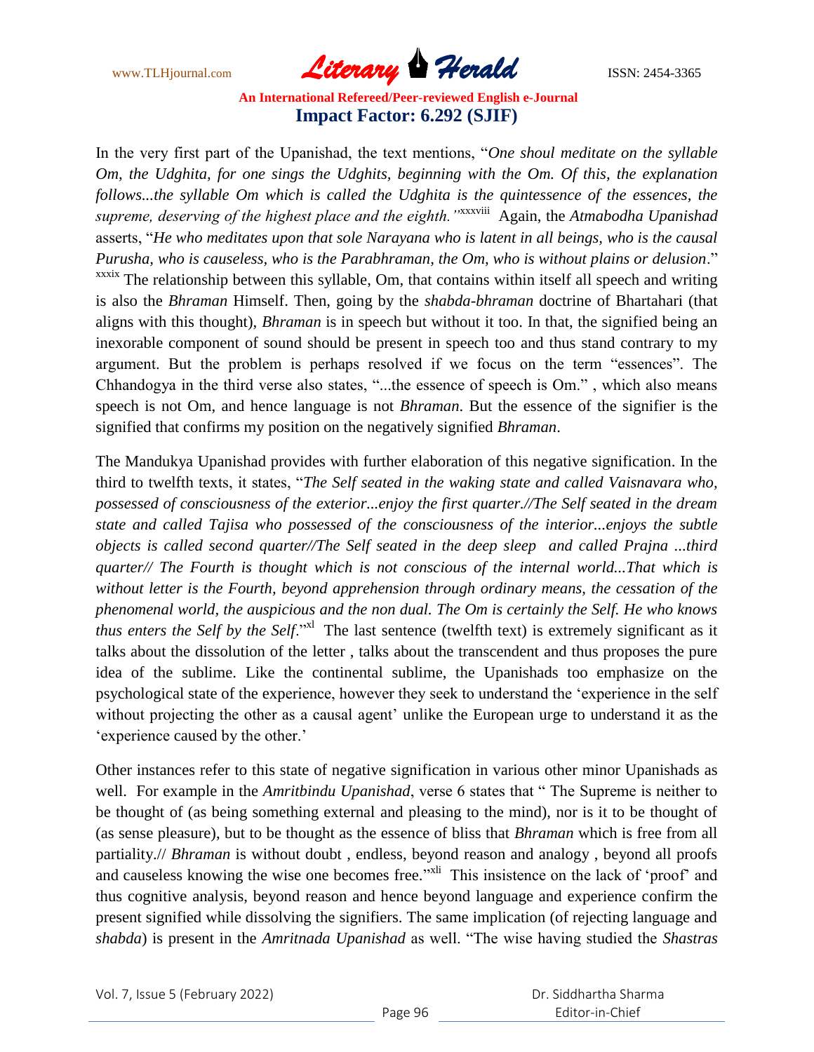In the very first part of the Upanishad, the text mentions, "*One shoul meditate on the syllable Om, the Udghita, for one sings the Udghits, beginning with the Om. Of this, the explanation follows...the syllable Om which is called the Udghita is the quintessence of the essences, the supreme, deserving of the highest place and the eighth."*[xxxviii] Again, the *Atmabodha Upanishad* asserts, "*He who meditates upon that sole Narayana who is latent in all beings, who is the causal Purusha, who is causeless, who is the Parabhraman, the Om, who is without plains or delusion*."[xxxix] The relationship between this syllable, Om, that contains within itself all speech and writing is also the *Bhraman* Himself. Then, going by the *shabda-bhraman* doctrine of Bhartahari (that aligns with this thought), *Bhraman* is in speech but without it too. In that, the signified being an inexorable component of sound should be present in speech too and thus stand contrary to my argument. But the problem is perhaps resolved if we focus on the term "essences". The Chhandogya in the third verse also states, "...the essence of speech is Om." , which also means speech is not Om, and hence language is not *Bhraman*. But the essence of the signifier is the signified that confirms my position on the negatively signified *Bhraman*.

The Mandukya Upanishad provides with further elaboration of this negative signification. In the third to twelfth texts, it states, "*The Self seated in the waking state and called Vaisnavara who, possessed of consciousness of the exterior...enjoy the first quarter.//The Self seated in the dream state and called Tajisa who possessed of the consciousness of the interior...enjoys the subtle objects is called second quarter//The Self seated in the deep sleep and called Prajna ...third quarter// The Fourth is thought which is not conscious of the internal world...That which is without letter is the Fourth, beyond apprehension through ordinary means, the cessation of the phenomenal world, the auspicious and the non dual. The Om is certainly the Self. He who knows thus enters the Self by the Self*."[xl] The last sentence (twelfth text) is extremely significant as it talks about the dissolution of the letter , talks about the transcendent and thus proposes the pure idea of the sublime. Like the continental sublime, the Upanishads too emphasize on the psychological state of the experience, however they seek to understand the 'experience in the self without projecting the other as a causal agent' unlike the European urge to understand it as the 'experience caused by the other.'

Other instances refer to this state of negative signification in various other minor Upanishads as well. For example in the *Amritbindu Upanishad*, verse 6 states that " The Supreme is neither to be thought of (as being something external and pleasing to the mind), nor is it to be thought of (as sense pleasure), but to be thought as the essence of bliss that *Bhraman* which is free from all partiality.// *Bhraman* is without doubt , endless, beyond reason and analogy , beyond all proofs and causeless knowing the wise one becomes free."[xli] This insistence on the lack of 'proof' and thus cognitive analysis, beyond reason and hence beyond language and experience confirm the present signified while dissolving the signifiers. The same implication (of rejecting language and *shabda*) is present in the *Amritnada Upanishad* as well. "The wise having studied the *Shastras*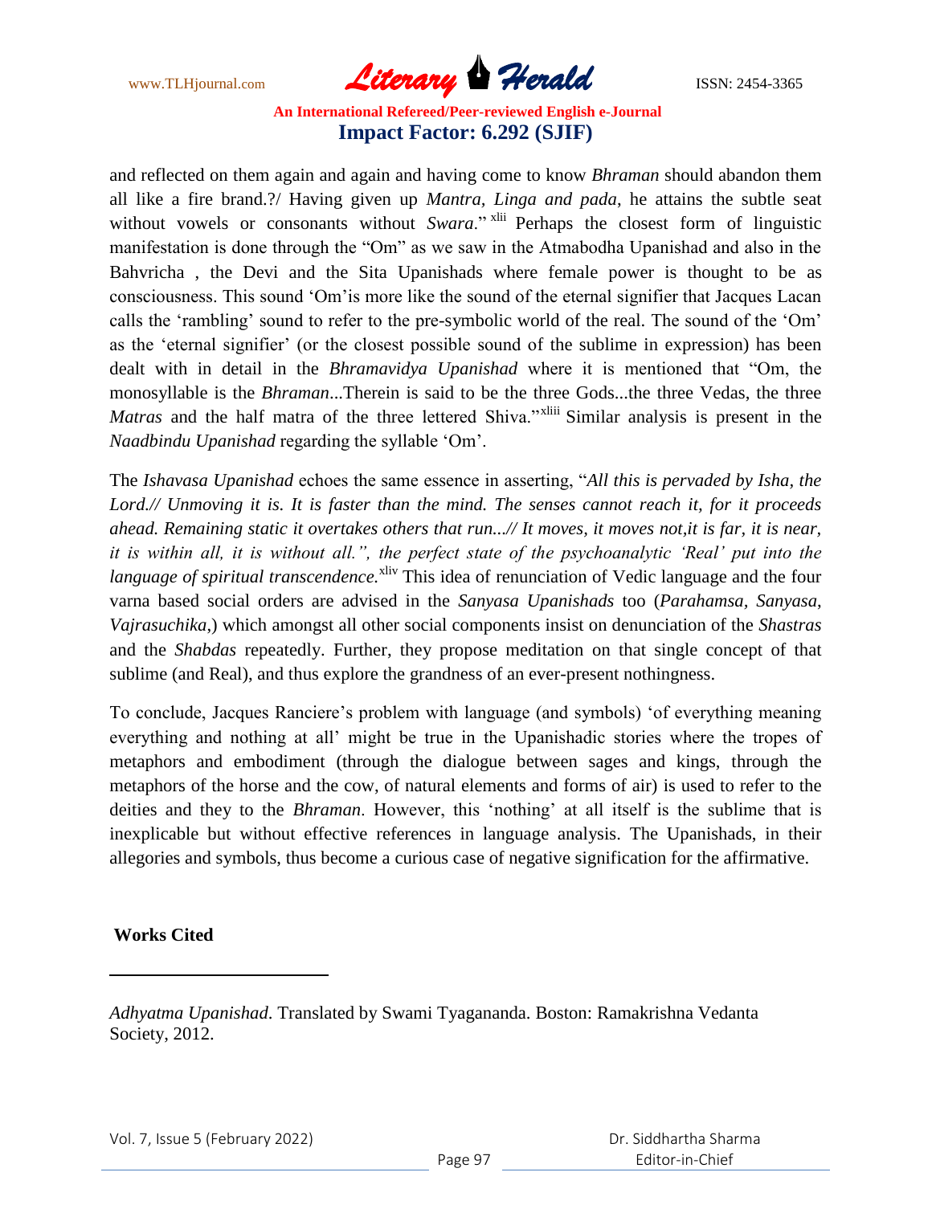and reflected on them again and again and having come to know *Bhraman* should abandon them all like a fire brand.?/ Having given up *Mantra, Linga and pada*, he attains the subtle seat without vowels or consonants without *Swara*." [xlii] Perhaps the closest form of linguistic manifestation is done through the "Om" as we saw in the Atmabodha Upanishad and also in the Bahvricha , the Devi and the Sita Upanishads where female power is thought to be as consciousness. This sound 'Om'is more like the sound of the eternal signifier that Jacques Lacan calls the 'rambling' sound to refer to the pre-symbolic world of the real. The sound of the 'Om' as the 'eternal signifier' (or the closest possible sound of the sublime in expression) has been dealt with in detail in the *Bhramavidya Upanishad* where it is mentioned that "Om, the monosyllable is the *Bhraman*...Therein is said to be the three Gods...the three Vedas, the three *Matras* and the half matra of the three lettered Shiva."[xliii] Similar analysis is present in the *Naadbindu Upanishad* regarding the syllable 'Om'.

The *Ishavasa Upanishad* echoes the same essence in asserting, "*All this is pervaded by Isha, the Lord.// Unmoving it is. It is faster than the mind. The senses cannot reach it, for it proceeds ahead. Remaining static it overtakes others that run...// It moves, it moves not,it is far, it is near, it is within all, it is without all.", the perfect state of the psychoanalytic 'Real' put into the language of spiritual transcendence.*[xliv] This idea of renunciation of Vedic language and the four varna based social orders are advised in the *Sanyasa Upanishads* too (*Parahamsa*, *Sanyasa*, *Vajrasuchika*,) which amongst all other social components insist on denunciation of the *Shastras* and the *Shabdas* repeatedly. Further, they propose meditation on that single concept of that sublime (and Real), and thus explore the grandness of an ever-present nothingness.

To conclude, Jacques Ranciere's problem with language (and symbols) 'of everything meaning everything and nothing at all' might be true in the Upanishadic stories where the tropes of metaphors and embodiment (through the dialogue between sages and kings, through the metaphors of the horse and the cow, of natural elements and forms of air) is used to refer to the deities and they to the *Bhraman*. However, this 'nothing' at all itself is the sublime that is inexplicable but without effective references in language analysis. The Upanishads, in their allegories and symbols, thus become a curious case of negative signification for the affirmative.

**Works Cited**

---

*Adhyatma Upanishad*. Translated by Swami Tyagananda. Boston: Ramakrishna Vedanta Society, 2012.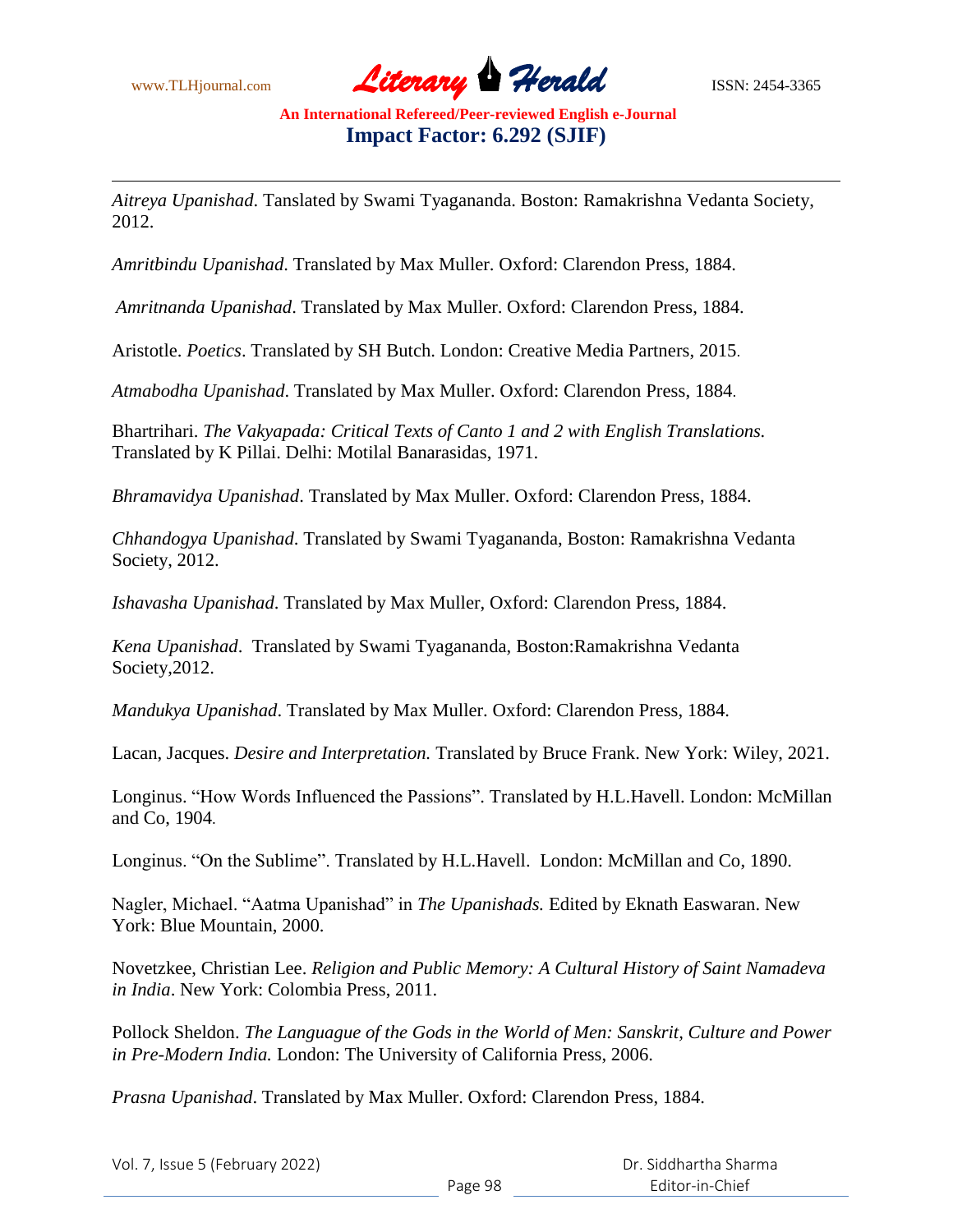*Aitreya Upanishad*. Tanslated by Swami Tyagananda. Boston: Ramakrishna Vedanta Society, 2012.

*Amritbindu Upanishad*. Translated by Max Muller. Oxford: Clarendon Press, 1884.

*Amritnanda Upanishad*. Translated by Max Muller. Oxford: Clarendon Press, 1884.

Aristotle. *Poetics*. Translated by SH Butch. London: Creative Media Partners, 2015.

*Atmabodha Upanishad*. Translated by Max Muller. Oxford: Clarendon Press, 1884.

Bhartrihari. *The Vakyapada: Critical Texts of Canto 1 and 2 with English Translations.* Translated by K Pillai. Delhi: Motilal Banarasidas, 1971.

*Bhramavidya Upanishad*. Translated by Max Muller. Oxford: Clarendon Press, 1884.

*Chhandogya Upanishad*. Translated by Swami Tyagananda, Boston: Ramakrishna Vedanta Society, 2012.

*Ishavasha Upanishad*. Translated by Max Muller, Oxford: Clarendon Press, 1884.

*Kena Upanishad*. Translated by Swami Tyagananda, Boston:Ramakrishna Vedanta Society,2012.

*Mandukya Upanishad*. Translated by Max Muller. Oxford: Clarendon Press, 1884.

Lacan, Jacques. *Desire and Interpretation.* Translated by Bruce Frank. New York: Wiley, 2021.

Longinus. "How Words Influenced the Passions". Translated by H.L.Havell. London: McMillan and Co, 1904.

Longinus. "On the Sublime". Translated by H.L.Havell. London: McMillan and Co, 1890.

Nagler, Michael. "Aatma Upanishad" in *The Upanishads.* Edited by Eknath Easwaran. New York: Blue Mountain, 2000.

Novetzkee, Christian Lee. *Religion and Public Memory: A Cultural History of Saint Namadeva in India*. New York: Colombia Press, 2011.

Pollock Sheldon. *The Languague of the Gods in the World of Men: Sanskrit, Culture and Power in Pre-Modern India.* London: The University of California Press, 2006.

*Prasna Upanishad*. Translated by Max Muller. Oxford: Clarendon Press, 1884.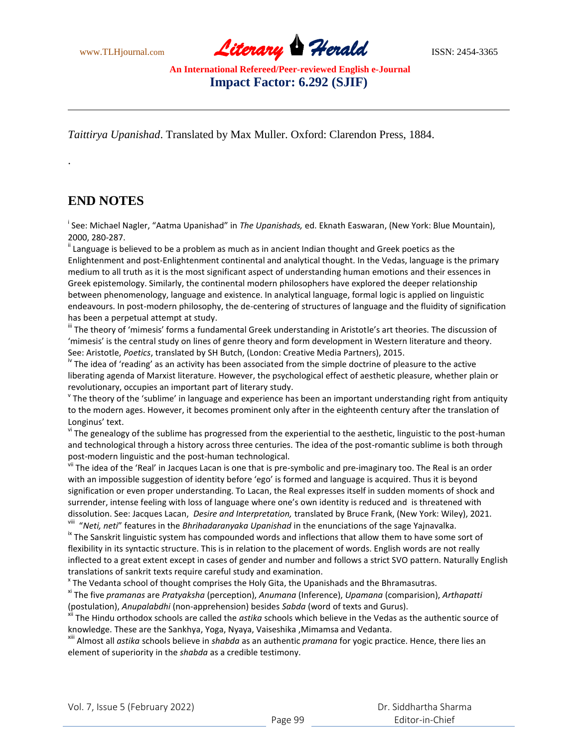*Taittirya Upanishad*. Translated by Max Muller. Oxford: Clarendon Press, 1884.

.

## END NOTES

[i] See: Michael Nagler, "Aatma Upanishad" in *The Upanishads,* ed. Eknath Easwaran, (New York: Blue Mountain), 2000, 280-287.

[ii] Language is believed to be a problem as much as in ancient Indian thought and Greek poetics as the Enlightenment and post-Enlightenment continental and analytical thought. In the Vedas, language is the primary medium to all truth as it is the most significant aspect of understanding human emotions and their essences in Greek epistemology. Similarly, the continental modern philosophers have explored the deeper relationship between phenomenology, language and existence. In analytical language, formal logic is applied on linguistic endeavours. In post-modern philosophy, the de-centering of structures of language and the fluidity of signification has been a perpetual attempt at study.

[iii] The theory of 'mimesis' forms a fundamental Greek understanding in Aristotle's art theories. The discussion of 'mimesis' is the central study on lines of genre theory and form development in Western literature and theory. See: Aristotle, *Poetics*, translated by SH Butch, (London: Creative Media Partners), 2015.

[iv] The idea of 'reading' as an activity has been associated from the simple doctrine of pleasure to the active liberating agenda of Marxist literature. However, the psychological effect of aesthetic pleasure, whether plain or revolutionary, occupies an important part of literary study.

[v] The theory of the 'sublime' in language and experience has been an important understanding right from antiquity to the modern ages. However, it becomes prominent only after in the eighteenth century after the translation of Longinus' text.

[vi] The genealogy of the sublime has progressed from the experiential to the aesthetic, linguistic to the post-human and technological through a history across three centuries. The idea of the post-romantic sublime is both through post-modern linguistic and the post-human technological.

[vii] The idea of the 'Real' in Jacques Lacan is one that is pre-symbolic and pre-imaginary too. The Real is an order with an impossible suggestion of identity before 'ego' is formed and language is acquired. Thus it is beyond signification or even proper understanding. To Lacan, the Real expresses itself in sudden moments of shock and surrender, intense feeling with loss of language where one's own identity is reduced and is threatened with dissolution. See: Jacques Lacan, *Desire and Interpretation,* translated by Bruce Frank, (New York: Wiley), 2021.

[viii] "*Neti, neti*" features in the *Bhrihadaranyaka Upanishad* in the enunciations of the sage Yajnavalka.

[ix] The Sanskrit linguistic system has compounded words and inflections that allow them to have some sort of flexibility in its syntactic structure. This is in relation to the placement of words. English words are not really inflected to a great extent except in cases of gender and number and follows a strict SVO pattern. Naturally English translations of sankrit texts require careful study and examination.

[x] The Vedanta school of thought comprises the Holy Gita, the Upanishads and the Bhramasutras.

[xi] The five *pramanas* are *Pratyaksha* (perception), *Anumana* (Inference), *Upamana* (comparision), *Arthapatti* (postulation), *Anupalabdhi* (non-apprehension) besides *Sabda* (word of texts and Gurus).

[xii] The Hindu orthodox schools are called the *astika* schools which believe in the Vedas as the authentic source of knowledge. These are the Sankhya, Yoga, Nyaya, Vaiseshika ,Mimamsa and Vedanta.

[xiii] Almost all *astika* schools believe in *shabda* as an authentic *pramana* for yogic practice. Hence, there lies an element of superiority in the *shabda* as a credible testimony.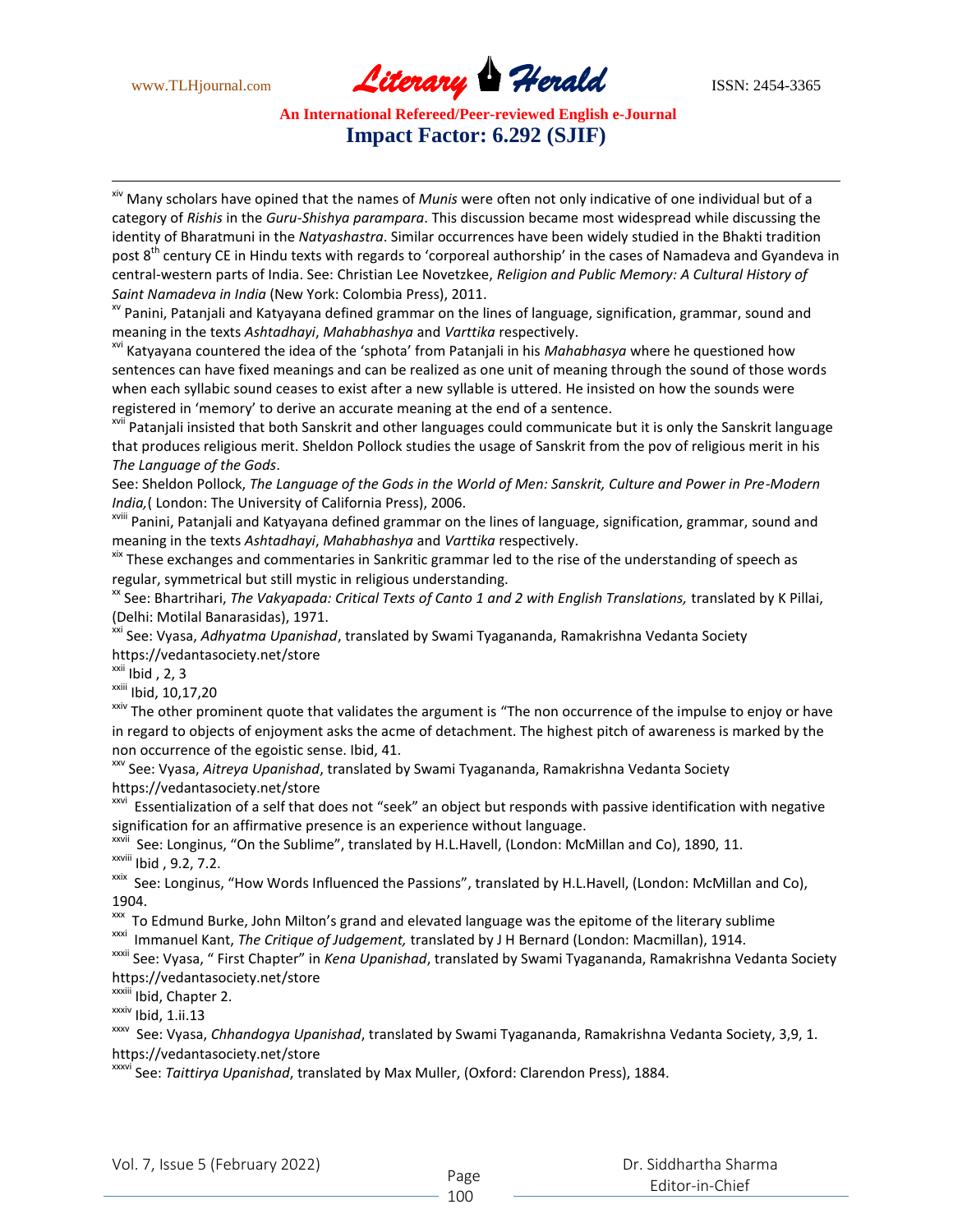[xiv] Many scholars have opined that the names of *Munis* were often not only indicative of one individual but of a category of *Rishis* in the *Guru-Shishya parampara*. This discussion became most widespread while discussing the identity of Bharatmuni in the *Natyashastra*. Similar occurrences have been widely studied in the Bhakti tradition post 8th century CE in Hindu texts with regards to 'corporeal authorship' in the cases of Namadeva and Gyandeva in central-western parts of India. See: Christian Lee Novetzkee, *Religion and Public Memory: A Cultural History of Saint Namadeva in India* (New York: Colombia Press), 2011.

[xv] Panini, Patanjali and Katyayana defined grammar on the lines of language, signification, grammar, sound and meaning in the texts *Ashtadhayi*, *Mahabhashya* and *Varttika* respectively.

[xvi] Katyayana countered the idea of the 'sphota' from Patanjali in his *Mahabhasya* where he questioned how sentences can have fixed meanings and can be realized as one unit of meaning through the sound of those words when each syllabic sound ceases to exist after a new syllable is uttered. He insisted on how the sounds were registered in 'memory' to derive an accurate meaning at the end of a sentence.

[xvii] Patanjali insisted that both Sanskrit and other languages could communicate but it is only the Sanskrit language that produces religious merit. Sheldon Pollock studies the usage of Sanskrit from the pov of religious merit in his *The Language of the Gods*.
See: Sheldon Pollock, *The Language of the Gods in the World of Men: Sanskrit, Culture and Power in Pre-Modern India,*( London: The University of California Press), 2006.

[xviii] Panini, Patanjali and Katyayana defined grammar on the lines of language, signification, grammar, sound and meaning in the texts *Ashtadhayi*, *Mahabhashya* and *Varttika* respectively.

[xix] These exchanges and commentaries in Sankritic grammar led to the rise of the understanding of speech as regular, symmetrical but still mystic in religious understanding.

[xx] See: Bhartrihari, *The Vakyapada: Critical Texts of Canto 1 and 2 with English Translations,* translated by K Pillai, (Delhi: Motilal Banarasidas), 1971.

[xxi] See: Vyasa, *Adhyatma Upanishad*, translated by Swami Tyagananda, Ramakrishna Vedanta Society https://vedantasociety.net/store

[xxii] Ibid , 2, 3

[xxiii] Ibid, 10,17,20

[xxiv] The other prominent quote that validates the argument is "The non occurrence of the impulse to enjoy or have in regard to objects of enjoyment asks the acme of detachment. The highest pitch of awareness is marked by the non occurrence of the egoistic sense. Ibid, 41.

[xxv] See: Vyasa, *Aitreya Upanishad*, translated by Swami Tyagananda, Ramakrishna Vedanta Society https://vedantasociety.net/store

[xxvi] Essentialization of a self that does not "seek" an object but responds with passive identification with negative signification for an affirmative presence is an experience without language.

[xxvii] See: Longinus, "On the Sublime", translated by H.L.Havell, (London: McMillan and Co), 1890, 11.

[xxviii] Ibid , 9.2, 7.2.

[xxix] See: Longinus, "How Words Influenced the Passions", translated by H.L.Havell, (London: McMillan and Co), 1904.

[xxx] To Edmund Burke, John Milton's grand and elevated language was the epitome of the literary sublime

[xxxi] Immanuel Kant, *The Critique of Judgement,* translated by J H Bernard (London: Macmillan), 1914.

[xxxii] See: Vyasa, " First Chapter" in *Kena Upanishad*, translated by Swami Tyagananda, Ramakrishna Vedanta Society https://vedantasociety.net/store

[xxxiii] Ibid, Chapter 2.

[xxxiv] Ibid, 1.ii.13

[xxxv] See: Vyasa, *Chhandogya Upanishad*, translated by Swami Tyagananda, Ramakrishna Vedanta Society, 3,9, 1. https://vedantasociety.net/store

[xxxvi] See: *Taittirya Upanishad*, translated by Max Muller, (Oxford: Clarendon Press), 1884.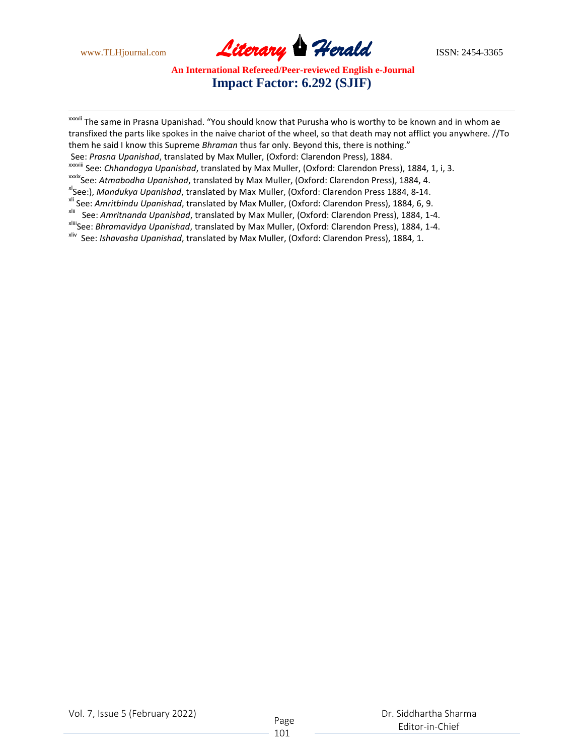[xxxvii] The same in Prasna Upanishad. "You should know that Purusha who is worthy to be known and in whom ae transfixed the parts like spokes in the naive chariot of the wheel, so that death may not afflict you anywhere. //To them he said I know this Supreme *Bhraman* thus far only. Beyond this, there is nothing."

See: *Prasna Upanishad*, translated by Max Muller, (Oxford: Clarendon Press), 1884.

[xxxviii] See: *Chhandogya Upanishad*, translated by Max Muller, (Oxford: Clarendon Press), 1884, 1, i, 3.

[xxxix] See: *Atmabodha Upanishad*, translated by Max Muller, (Oxford: Clarendon Press), 1884, 4.

[xl] See:), *Mandukya Upanishad*, translated by Max Muller, (Oxford: Clarendon Press 1884, 8-14.

[xli] See: *Amritbindu Upanishad*, translated by Max Muller, (Oxford: Clarendon Press), 1884, 6, 9.

[xlii] See: *Amritnanda Upanishad*, translated by Max Muller, (Oxford: Clarendon Press), 1884, 1-4.

[xliii] See: *Bhramavidya Upanishad*, translated by Max Muller, (Oxford: Clarendon Press), 1884, 1-4.

[xliv] See: *Ishavasha Upanishad*, translated by Max Muller, (Oxford: Clarendon Press), 1884, 1.